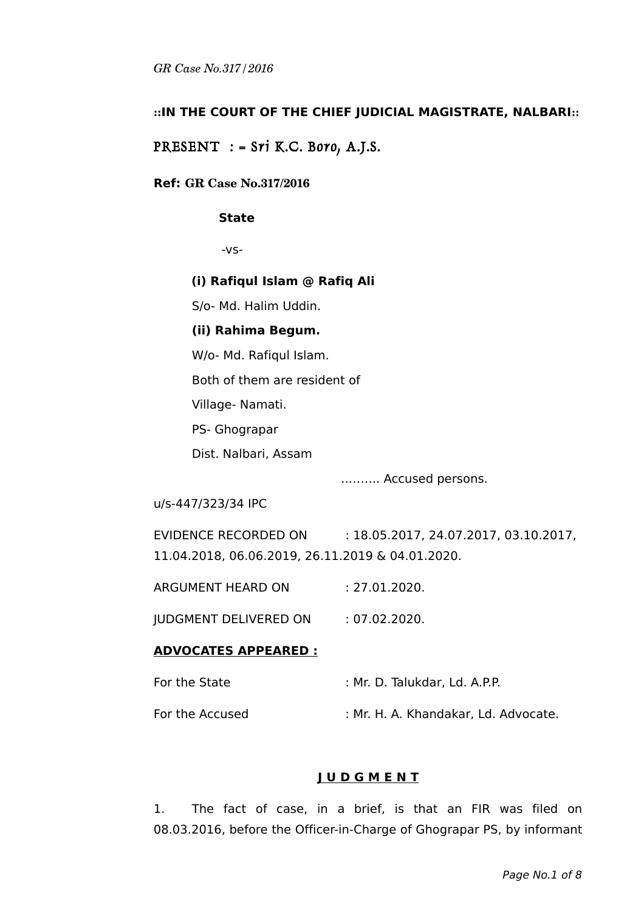**::IN THE COURT OF THE CHIEF JUDICIAL MAGISTRATE, NALBARI::**

PRESENT : = Sri K.C. Boro, A.J.S.

**Ref: GR Case No.317/2016**

**State**

-vs-

**(i) Rafiqul Islam @ Rafiq Ali**

S/o- Md. Halim Uddin.

**(ii) Rahima Begum.**

W/o- Md. Rafiqul Islam.

Both of them are resident of

Village- Namati.

PS- Ghograpar

Dist. Nalbari, Assam

………. Accused persons.

u/s-447/323/34 IPC

EVIDENCE RECORDED ON : 18.05.2017, 24.07.2017, 03.10.2017, 11.04.2018, 06.06.2019, 26.11.2019 & 04.01.2020.

ARGUMENT HEARD ON : 27.01.2020.

JUDGMENT DELIVERED ON : 07.02.2020.

**ADVOCATES APPEARED :**

For the State : Mr. D. Talukdar, Ld. A.P.P.

For the Accused : Mr. H. A. Khandakar, Ld. Advocate.

## J U D G M E N T

1. The fact of case, in a brief, is that an FIR was filed on 08.03.2016, before the Officer-in-Charge of Ghograpar PS, by informant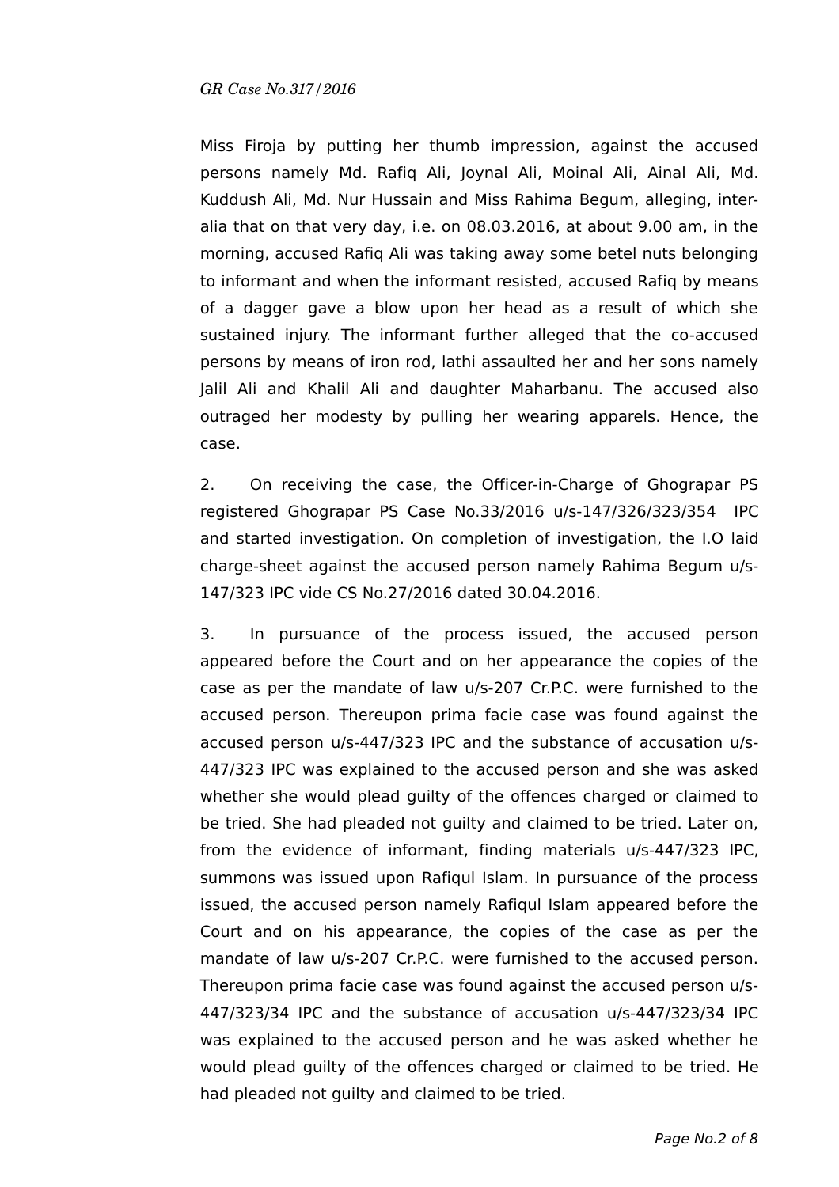Miss Firoja by putting her thumb impression, against the accused persons namely Md. Rafiq Ali, Joynal Ali, Moinal Ali, Ainal Ali, Md. Kuddush Ali, Md. Nur Hussain and Miss Rahima Begum, alleging, inter-alia that on that very day, i.e. on 08.03.2016, at about 9.00 am, in the morning, accused Rafiq Ali was taking away some betel nuts belonging to informant and when the informant resisted, accused Rafiq by means of a dagger gave a blow upon her head as a result of which she sustained injury. The informant further alleged that the co-accused persons by means of iron rod, lathi assaulted her and her sons namely Jalil Ali and Khalil Ali and daughter Maharbanu. The accused also outraged her modesty by pulling her wearing apparels. Hence, the case.

2. On receiving the case, the Officer-in-Charge of Ghograpar PS registered Ghograpar PS Case No.33/2016 u/s-147/326/323/354 IPC and started investigation. On completion of investigation, the I.O laid charge-sheet against the accused person namely Rahima Begum u/s-147/323 IPC vide CS No.27/2016 dated 30.04.2016.

3. In pursuance of the process issued, the accused person appeared before the Court and on her appearance the copies of the case as per the mandate of law u/s-207 Cr.P.C. were furnished to the accused person. Thereupon prima facie case was found against the accused person u/s-447/323 IPC and the substance of accusation u/s-447/323 IPC was explained to the accused person and she was asked whether she would plead guilty of the offences charged or claimed to be tried. She had pleaded not guilty and claimed to be tried. Later on, from the evidence of informant, finding materials u/s-447/323 IPC, summons was issued upon Rafiqul Islam. In pursuance of the process issued, the accused person namely Rafiqul Islam appeared before the Court and on his appearance, the copies of the case as per the mandate of law u/s-207 Cr.P.C. were furnished to the accused person. Thereupon prima facie case was found against the accused person u/s-447/323/34 IPC and the substance of accusation u/s-447/323/34 IPC was explained to the accused person and he was asked whether he would plead guilty of the offences charged or claimed to be tried. He had pleaded not guilty and claimed to be tried.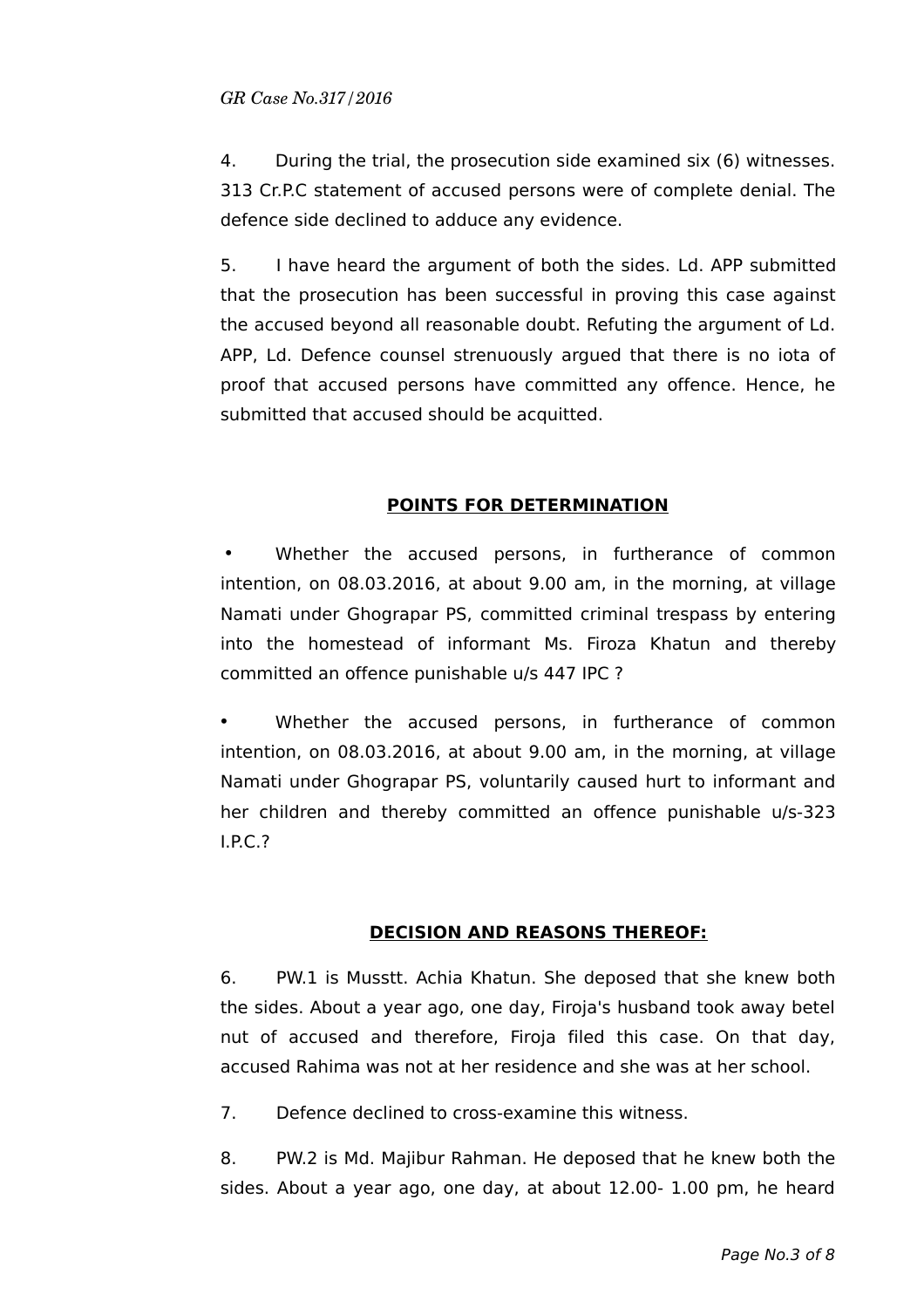4. During the trial, the prosecution side examined six (6) witnesses. 313 Cr.P.C statement of accused persons were of complete denial. The defence side declined to adduce any evidence.

5. I have heard the argument of both the sides. Ld. APP submitted that the prosecution has been successful in proving this case against the accused beyond all reasonable doubt. Refuting the argument of Ld. APP, Ld. Defence counsel strenuously argued that there is no iota of proof that accused persons have committed any offence. Hence, he submitted that accused should be acquitted.

## POINTS FOR DETERMINATION

- Whether the accused persons, in furtherance of common intention, on 08.03.2016, at about 9.00 am, in the morning, at village Namati under Ghograpar PS, committed criminal trespass by entering into the homestead of informant Ms. Firoza Khatun and thereby committed an offence punishable u/s 447 IPC ?

- Whether the accused persons, in furtherance of common intention, on 08.03.2016, at about 9.00 am, in the morning, at village Namati under Ghograpar PS, voluntarily caused hurt to informant and her children and thereby committed an offence punishable u/s-323 I.P.C.?

## DECISION AND REASONS THEREOF:

6. PW.1 is Musstt. Achia Khatun. She deposed that she knew both the sides. About a year ago, one day, Firoja's husband took away betel nut of accused and therefore, Firoja filed this case. On that day, accused Rahima was not at her residence and she was at her school.

7. Defence declined to cross-examine this witness.

8. PW.2 is Md. Majibur Rahman. He deposed that he knew both the sides. About a year ago, one day, at about 12.00- 1.00 pm, he heard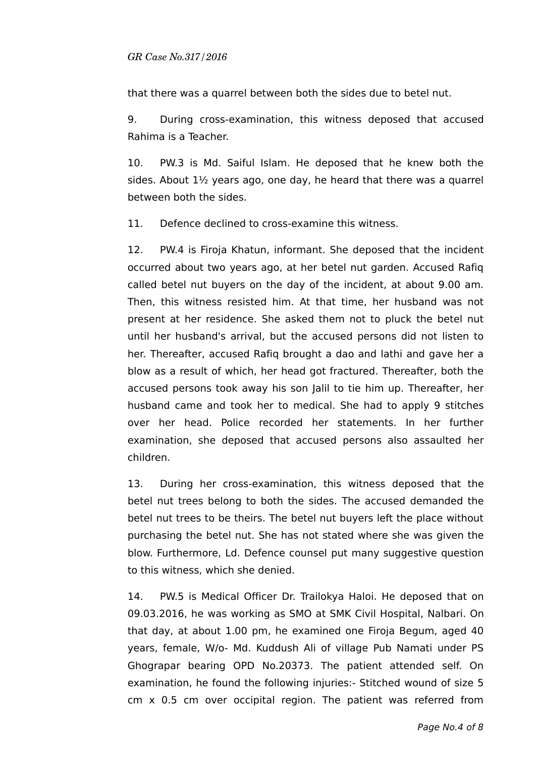that there was a quarrel between both the sides due to betel nut.

9. During cross-examination, this witness deposed that accused Rahima is a Teacher.

10. PW.3 is Md. Saiful Islam. He deposed that he knew both the sides. About 1½ years ago, one day, he heard that there was a quarrel between both the sides.

11. Defence declined to cross-examine this witness.

12. PW.4 is Firoja Khatun, informant. She deposed that the incident occurred about two years ago, at her betel nut garden. Accused Rafiq called betel nut buyers on the day of the incident, at about 9.00 am. Then, this witness resisted him. At that time, her husband was not present at her residence. She asked them not to pluck the betel nut until her husband's arrival, but the accused persons did not listen to her. Thereafter, accused Rafiq brought a dao and lathi and gave her a blow as a result of which, her head got fractured. Thereafter, both the accused persons took away his son Jalil to tie him up. Thereafter, her husband came and took her to medical. She had to apply 9 stitches over her head. Police recorded her statements. In her further examination, she deposed that accused persons also assaulted her children.

13. During her cross-examination, this witness deposed that the betel nut trees belong to both the sides. The accused demanded the betel nut trees to be theirs. The betel nut buyers left the place without purchasing the betel nut. She has not stated where she was given the blow. Furthermore, Ld. Defence counsel put many suggestive question to this witness, which she denied.

14. PW.5 is Medical Officer Dr. Trailokya Haloi. He deposed that on 09.03.2016, he was working as SMO at SMK Civil Hospital, Nalbari. On that day, at about 1.00 pm, he examined one Firoja Begum, aged 40 years, female, W/o- Md. Kuddush Ali of village Pub Namati under PS Ghograpar bearing OPD No.20373. The patient attended self. On examination, he found the following injuries:- Stitched wound of size 5 cm x 0.5 cm over occipital region. The patient was referred from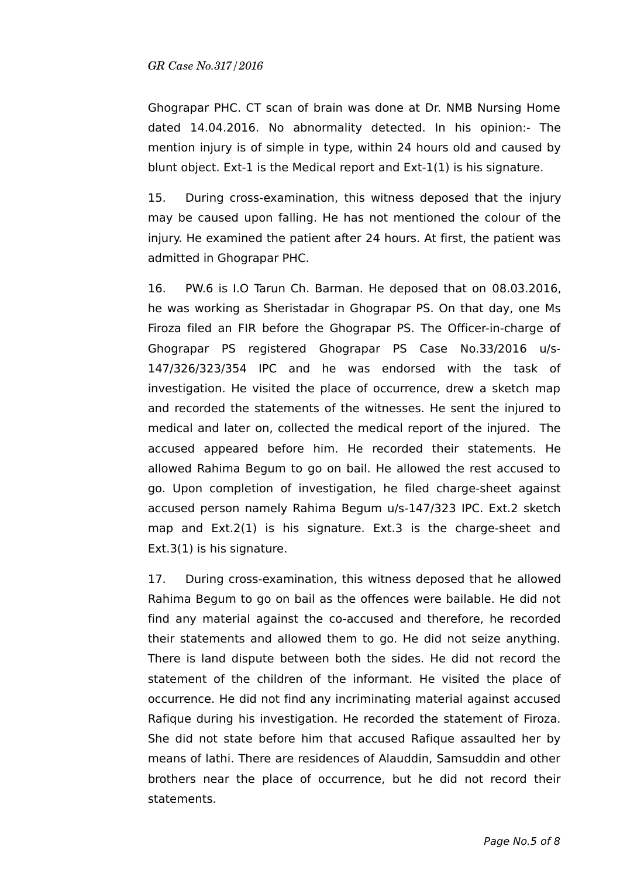Ghograpar PHC. CT scan of brain was done at Dr. NMB Nursing Home dated 14.04.2016. No abnormality detected. In his opinion:- The mention injury is of simple in type, within 24 hours old and caused by blunt object. Ext-1 is the Medical report and Ext-1(1) is his signature.

15. During cross-examination, this witness deposed that the injury may be caused upon falling. He has not mentioned the colour of the injury. He examined the patient after 24 hours. At first, the patient was admitted in Ghograpar PHC.

16. PW.6 is I.O Tarun Ch. Barman. He deposed that on 08.03.2016, he was working as Sheristadar in Ghograpar PS. On that day, one Ms Firoza filed an FIR before the Ghograpar PS. The Officer-in-charge of Ghograpar PS registered Ghograpar PS Case No.33/2016 u/s-147/326/323/354 IPC and he was endorsed with the task of investigation. He visited the place of occurrence, drew a sketch map and recorded the statements of the witnesses. He sent the injured to medical and later on, collected the medical report of the injured. The accused appeared before him. He recorded their statements. He allowed Rahima Begum to go on bail. He allowed the rest accused to go. Upon completion of investigation, he filed charge-sheet against accused person namely Rahima Begum u/s-147/323 IPC. Ext.2 sketch map and Ext.2(1) is his signature. Ext.3 is the charge-sheet and Ext.3(1) is his signature.

17. During cross-examination, this witness deposed that he allowed Rahima Begum to go on bail as the offences were bailable. He did not find any material against the co-accused and therefore, he recorded their statements and allowed them to go. He did not seize anything. There is land dispute between both the sides. He did not record the statement of the children of the informant. He visited the place of occurrence. He did not find any incriminating material against accused Rafique during his investigation. He recorded the statement of Firoza. She did not state before him that accused Rafique assaulted her by means of lathi. There are residences of Alauddin, Samsuddin and other brothers near the place of occurrence, but he did not record their statements.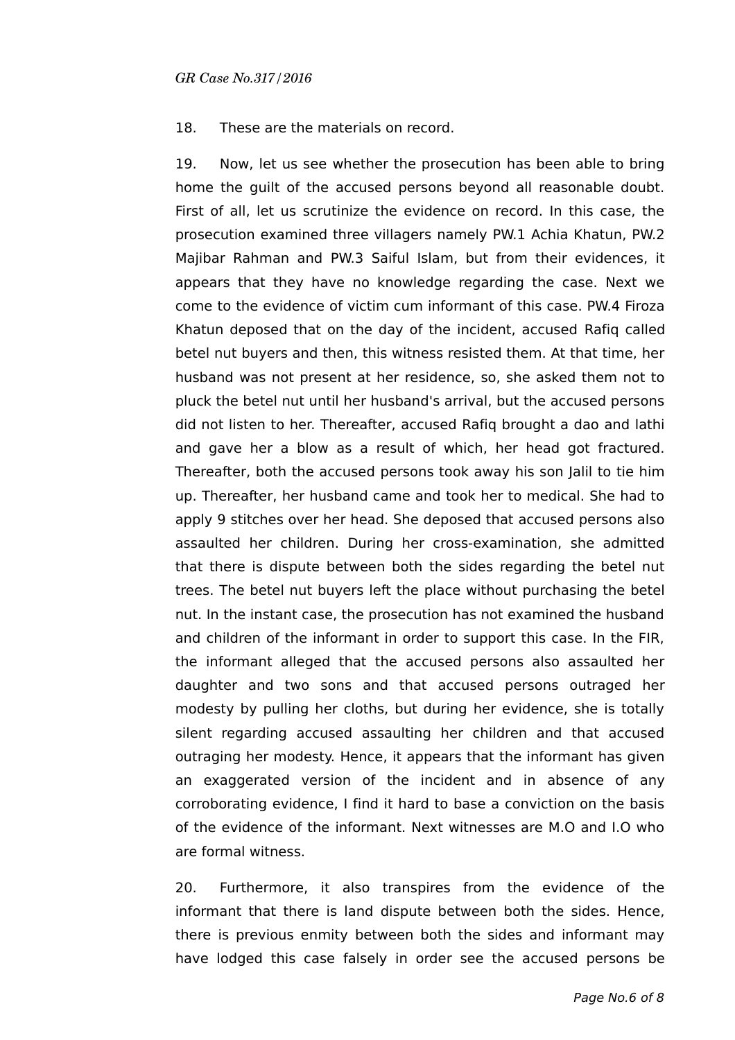18. These are the materials on record.

19. Now, let us see whether the prosecution has been able to bring home the guilt of the accused persons beyond all reasonable doubt. First of all, let us scrutinize the evidence on record. In this case, the prosecution examined three villagers namely PW.1 Achia Khatun, PW.2 Majibar Rahman and PW.3 Saiful Islam, but from their evidences, it appears that they have no knowledge regarding the case. Next we come to the evidence of victim cum informant of this case. PW.4 Firoza Khatun deposed that on the day of the incident, accused Rafiq called betel nut buyers and then, this witness resisted them. At that time, her husband was not present at her residence, so, she asked them not to pluck the betel nut until her husband's arrival, but the accused persons did not listen to her. Thereafter, accused Rafiq brought a dao and lathi and gave her a blow as a result of which, her head got fractured. Thereafter, both the accused persons took away his son Jalil to tie him up. Thereafter, her husband came and took her to medical. She had to apply 9 stitches over her head. She deposed that accused persons also assaulted her children. During her cross-examination, she admitted that there is dispute between both the sides regarding the betel nut trees. The betel nut buyers left the place without purchasing the betel nut. In the instant case, the prosecution has not examined the husband and children of the informant in order to support this case. In the FIR, the informant alleged that the accused persons also assaulted her daughter and two sons and that accused persons outraged her modesty by pulling her cloths, but during her evidence, she is totally silent regarding accused assaulting her children and that accused outraging her modesty. Hence, it appears that the informant has given an exaggerated version of the incident and in absence of any corroborating evidence, I find it hard to base a conviction on the basis of the evidence of the informant. Next witnesses are M.O and I.O who are formal witness.

20. Furthermore, it also transpires from the evidence of the informant that there is land dispute between both the sides. Hence, there is previous enmity between both the sides and informant may have lodged this case falsely in order see the accused persons be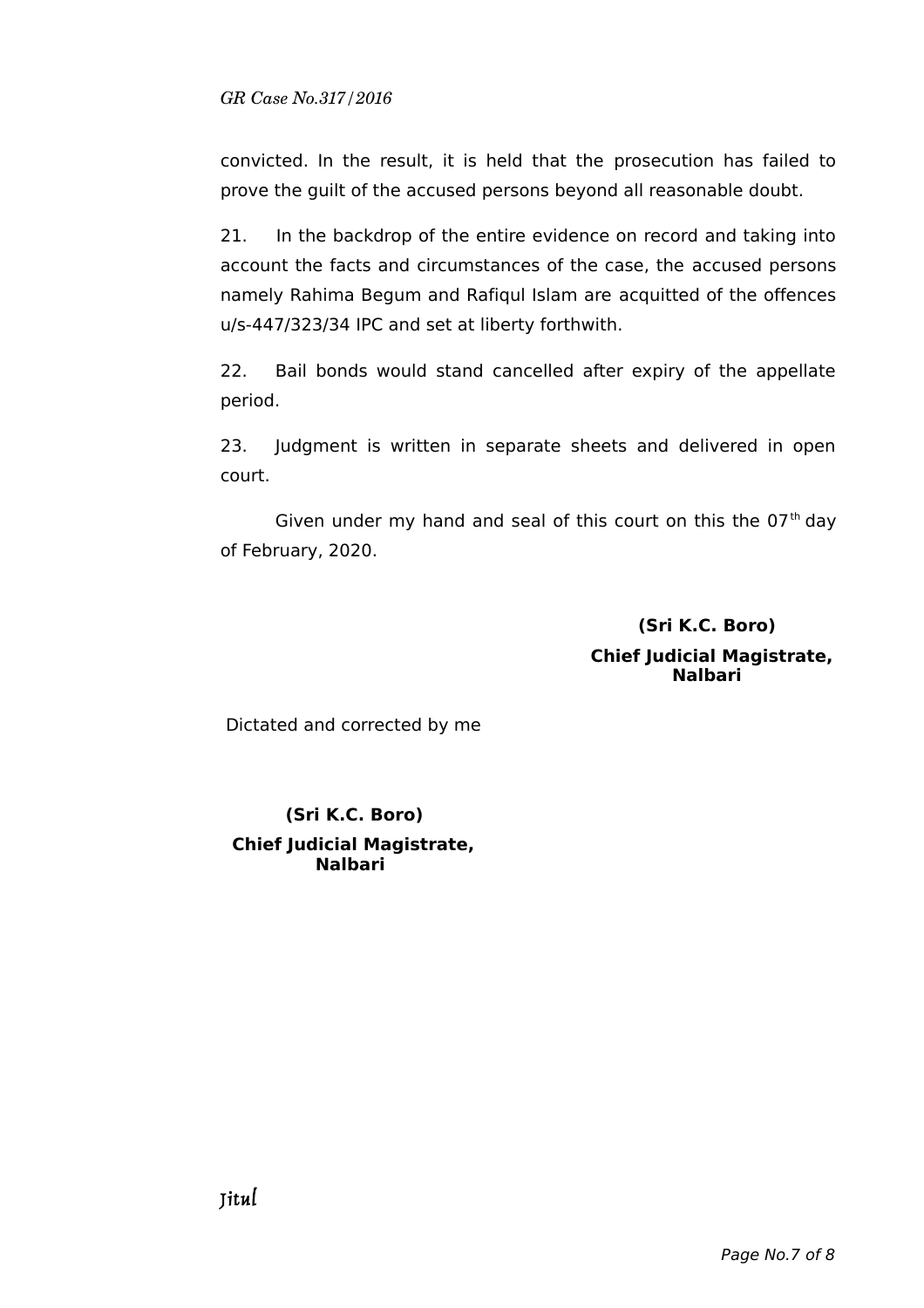convicted. In the result, it is held that the prosecution has failed to prove the guilt of the accused persons beyond all reasonable doubt.

21. In the backdrop of the entire evidence on record and taking into account the facts and circumstances of the case, the accused persons namely Rahima Begum and Rafiqul Islam are acquitted of the offences u/s-447/323/34 IPC and set at liberty forthwith.

22. Bail bonds would stand cancelled after expiry of the appellate period.

23. Judgment is written in separate sheets and delivered in open court.

Given under my hand and seal of this court on this the 07th day of February, 2020.

**(Sri K.C. Boro)**
**Chief Judicial Magistrate,**
**Nalbari**

Dictated and corrected by me

**(Sri K.C. Boro)**
**Chief Judicial Magistrate,**
**Nalbari**

Jitul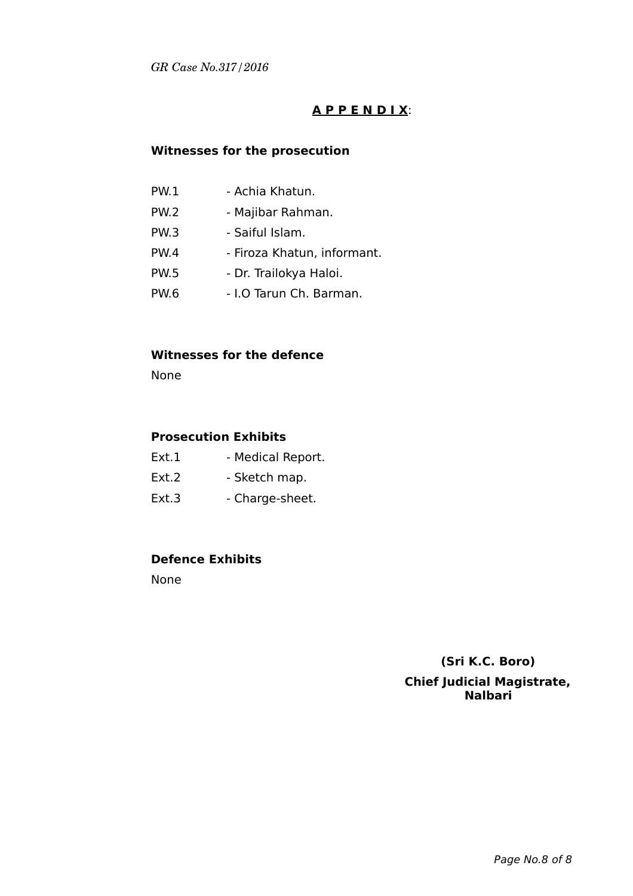## **A P P E N D I X**:

**Witnesses for the prosecution**

PW.1 - Achia Khatun.
PW.2 - Majibar Rahman.
PW.3 - Saiful Islam.
PW.4 - Firoza Khatun, informant.
PW.5 - Dr. Trailokya Haloi.
PW.6 - I.O Tarun Ch. Barman.

**Witnesses for the defence**

None

**Prosecution Exhibits**

Ext.1 - Medical Report.
Ext.2 - Sketch map.
Ext.3 - Charge-sheet.

**Defence Exhibits**

None

**(Sri K.C. Boro)**
**Chief Judicial Magistrate, Nalbari**